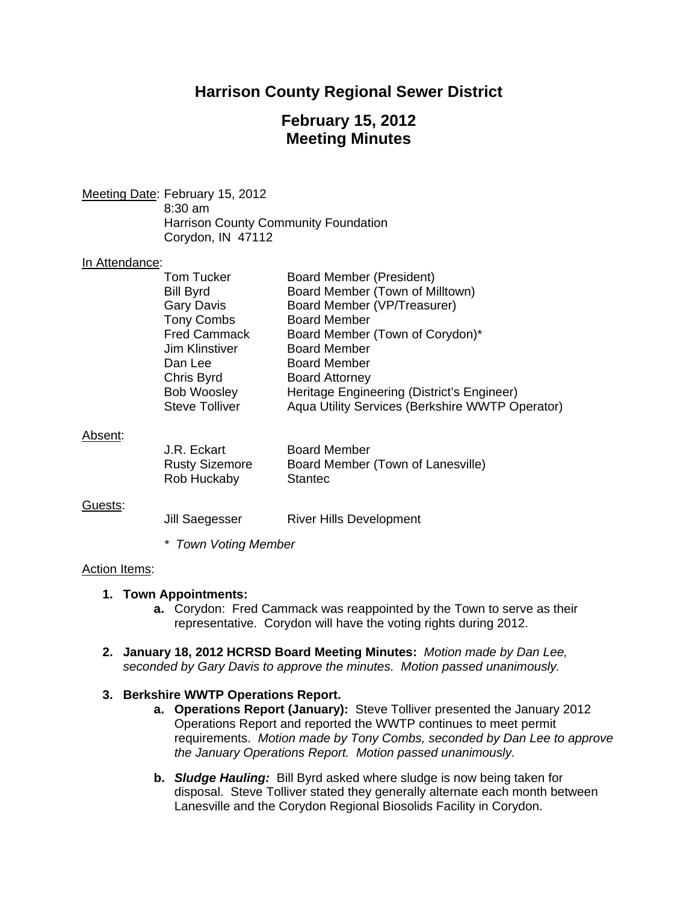# Harrison County Regional Sewer District

## February 15, 2012
## Meeting Minutes

Meeting Date: February 15, 2012
8:30 am
Harrison County Community Foundation
Corydon, IN 47112

In Attendance:

| | |
|---|---|
| Tom Tucker | Board Member (President) |
| Bill Byrd | Board Member (Town of Milltown) |
| Gary Davis | Board Member (VP/Treasurer) |
| Tony Combs | Board Member |
| Fred Cammack | Board Member (Town of Corydon)* |
| Jim Klinstiver | Board Member |
| Dan Lee | Board Member |
| Chris Byrd | Board Attorney |
| Bob Woosley | Heritage Engineering (District's Engineer) |
| Steve Tolliver | Aqua Utility Services (Berkshire WWTP Operator) |

Absent:

| | |
|---|---|
| J.R. Eckart | Board Member |
| Rusty Sizemore | Board Member (Town of Lanesville) |
| Rob Huckaby | Stantec |

Guests:

| | |
|---|---|
| Jill Saegesser | River Hills Development |

*\* Town Voting Member*

Action Items:

1. **Town Appointments:**
   a. Corydon: Fred Cammack was reappointed by the Town to serve as their representative. Corydon will have the voting rights during 2012.

2. **January 18, 2012 HCRSD Board Meeting Minutes:** *Motion made by Dan Lee, seconded by Gary Davis to approve the minutes. Motion passed unanimously.*

3. **Berkshire WWTP Operations Report.**
   a. **Operations Report (January):** Steve Tolliver presented the January 2012 Operations Report and reported the WWTP continues to meet permit requirements. *Motion made by Tony Combs, seconded by Dan Lee to approve the January Operations Report. Motion passed unanimously.*

   b. ***Sludge Hauling:*** Bill Byrd asked where sludge is now being taken for disposal. Steve Tolliver stated they generally alternate each month between Lanesville and the Corydon Regional Biosolids Facility in Corydon.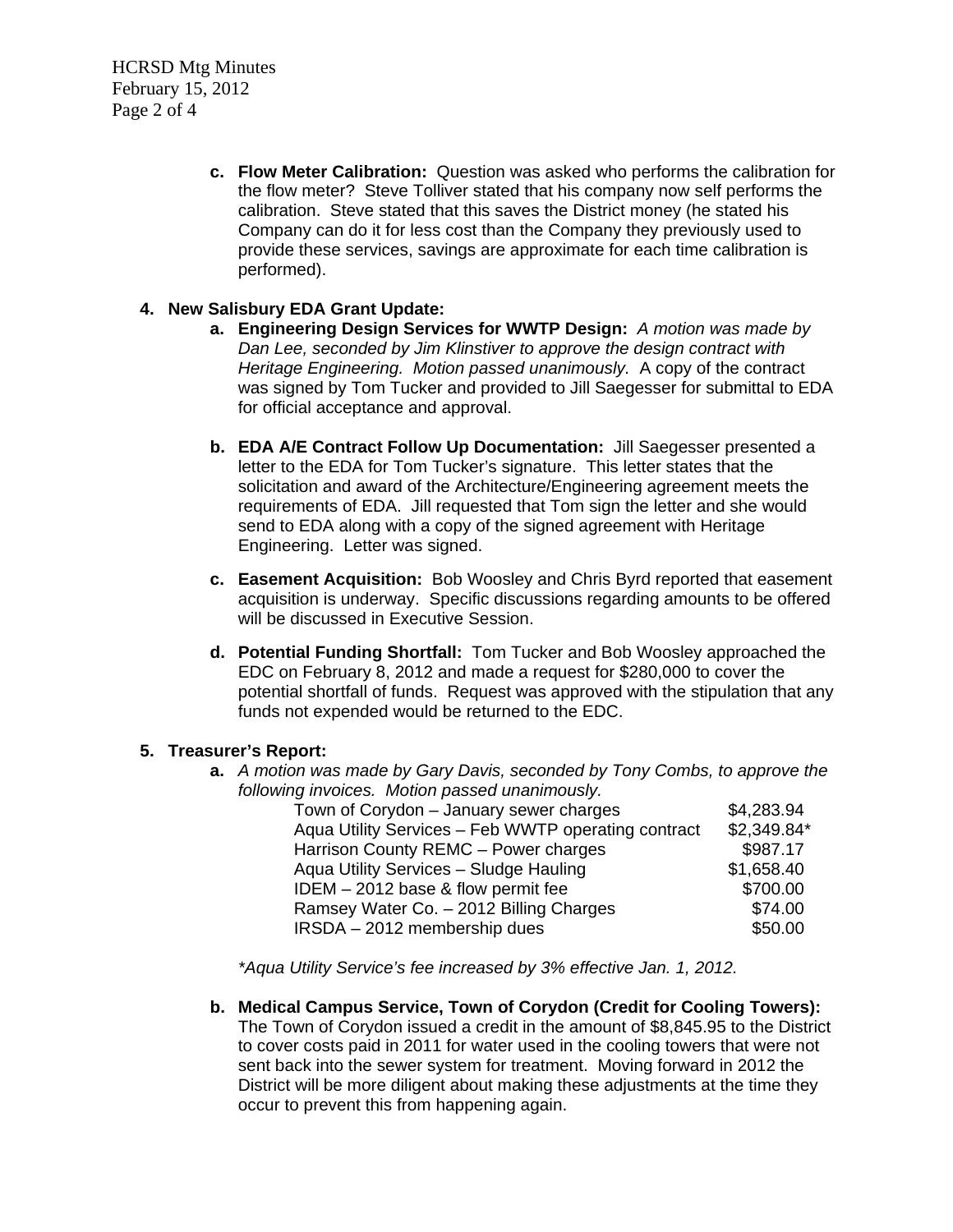c. **Flow Meter Calibration:** Question was asked who performs the calibration for the flow meter? Steve Tolliver stated that his company now self performs the calibration. Steve stated that this saves the District money (he stated his Company can do it for less cost than the Company they previously used to provide these services, savings are approximate for each time calibration is performed).

4. **New Salisbury EDA Grant Update:**
   a. **Engineering Design Services for WWTP Design:** *A motion was made by Dan Lee, seconded by Jim Klinstiver to approve the design contract with Heritage Engineering. Motion passed unanimously.* A copy of the contract was signed by Tom Tucker and provided to Jill Saegesser for submittal to EDA for official acceptance and approval.

   b. **EDA A/E Contract Follow Up Documentation:** Jill Saegesser presented a letter to the EDA for Tom Tucker's signature. This letter states that the solicitation and award of the Architecture/Engineering agreement meets the requirements of EDA. Jill requested that Tom sign the letter and she would send to EDA along with a copy of the signed agreement with Heritage Engineering. Letter was signed.

   c. **Easement Acquisition:** Bob Woosley and Chris Byrd reported that easement acquisition is underway. Specific discussions regarding amounts to be offered will be discussed in Executive Session.

   d. **Potential Funding Shortfall:** Tom Tucker and Bob Woosley approached the EDC on February 8, 2012 and made a request for $280,000 to cover the potential shortfall of funds. Request was approved with the stipulation that any funds not expended would be returned to the EDC.

5. **Treasurer's Report:**
   a. *A motion was made by Gary Davis, seconded by Tony Combs, to approve the following invoices. Motion passed unanimously.*

| | |
|---|---|
| Town of Corydon – January sewer charges | $4,283.94 |
| Aqua Utility Services – Feb WWTP operating contract | $2,349.84* |
| Harrison County REMC – Power charges | $987.17 |
| Aqua Utility Services – Sludge Hauling | $1,658.40 |
| IDEM – 2012 base & flow permit fee | $700.00 |
| Ramsey Water Co. – 2012 Billing Charges | $74.00 |
| IRSDA – 2012 membership dues | $50.00 |

   *\*Aqua Utility Service's fee increased by 3% effective Jan. 1, 2012.*

   b. **Medical Campus Service, Town of Corydon (Credit for Cooling Towers):** The Town of Corydon issued a credit in the amount of $8,845.95 to the District to cover costs paid in 2011 for water used in the cooling towers that were not sent back into the sewer system for treatment. Moving forward in 2012 the District will be more diligent about making these adjustments at the time they occur to prevent this from happening again.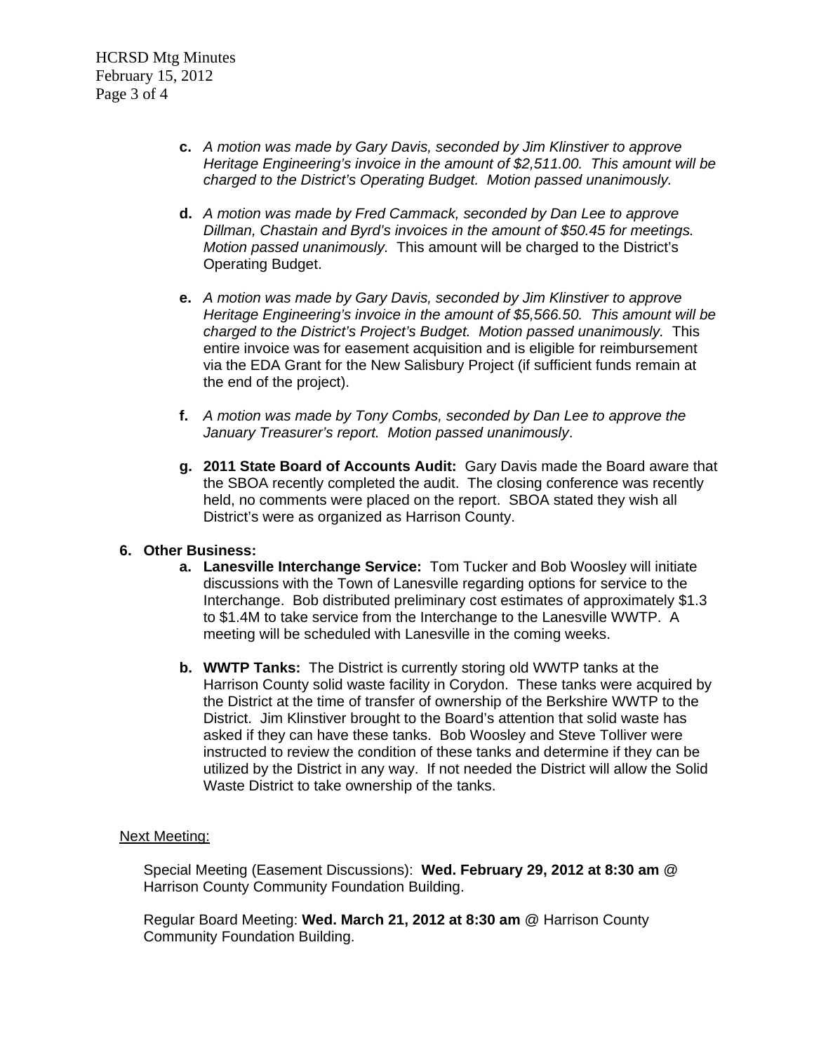c. *A motion was made by Gary Davis, seconded by Jim Klinstiver to approve Heritage Engineering's invoice in the amount of $2,511.00. This amount will be charged to the District's Operating Budget. Motion passed unanimously.*

d. *A motion was made by Fred Cammack, seconded by Dan Lee to approve Dillman, Chastain and Byrd's invoices in the amount of $50.45 for meetings. Motion passed unanimously.* This amount will be charged to the District's Operating Budget.

e. *A motion was made by Gary Davis, seconded by Jim Klinstiver to approve Heritage Engineering's invoice in the amount of $5,566.50. This amount will be charged to the District's Project's Budget. Motion passed unanimously.* This entire invoice was for easement acquisition and is eligible for reimbursement via the EDA Grant for the New Salisbury Project (if sufficient funds remain at the end of the project).

f. *A motion was made by Tony Combs, seconded by Dan Lee to approve the January Treasurer's report. Motion passed unanimously*.

g. **2011 State Board of Accounts Audit:** Gary Davis made the Board aware that the SBOA recently completed the audit. The closing conference was recently held, no comments were placed on the report. SBOA stated they wish all District's were as organized as Harrison County.

6. **Other Business:**
   a. **Lanesville Interchange Service:** Tom Tucker and Bob Woosley will initiate discussions with the Town of Lanesville regarding options for service to the Interchange. Bob distributed preliminary cost estimates of approximately $1.3 to $1.4M to take service from the Interchange to the Lanesville WWTP. A meeting will be scheduled with Lanesville in the coming weeks.

   b. **WWTP Tanks:** The District is currently storing old WWTP tanks at the Harrison County solid waste facility in Corydon. These tanks were acquired by the District at the time of transfer of ownership of the Berkshire WWTP to the District. Jim Klinstiver brought to the Board's attention that solid waste has asked if they can have these tanks. Bob Woosley and Steve Tolliver were instructed to review the condition of these tanks and determine if they can be utilized by the District in any way. If not needed the District will allow the Solid Waste District to take ownership of the tanks.

<u>Next Meeting:</u>

Special Meeting (Easement Discussions): **Wed. February 29, 2012 at 8:30 am** @ Harrison County Community Foundation Building.

Regular Board Meeting: **Wed. March 21, 2012 at 8:30 am** @ Harrison County Community Foundation Building.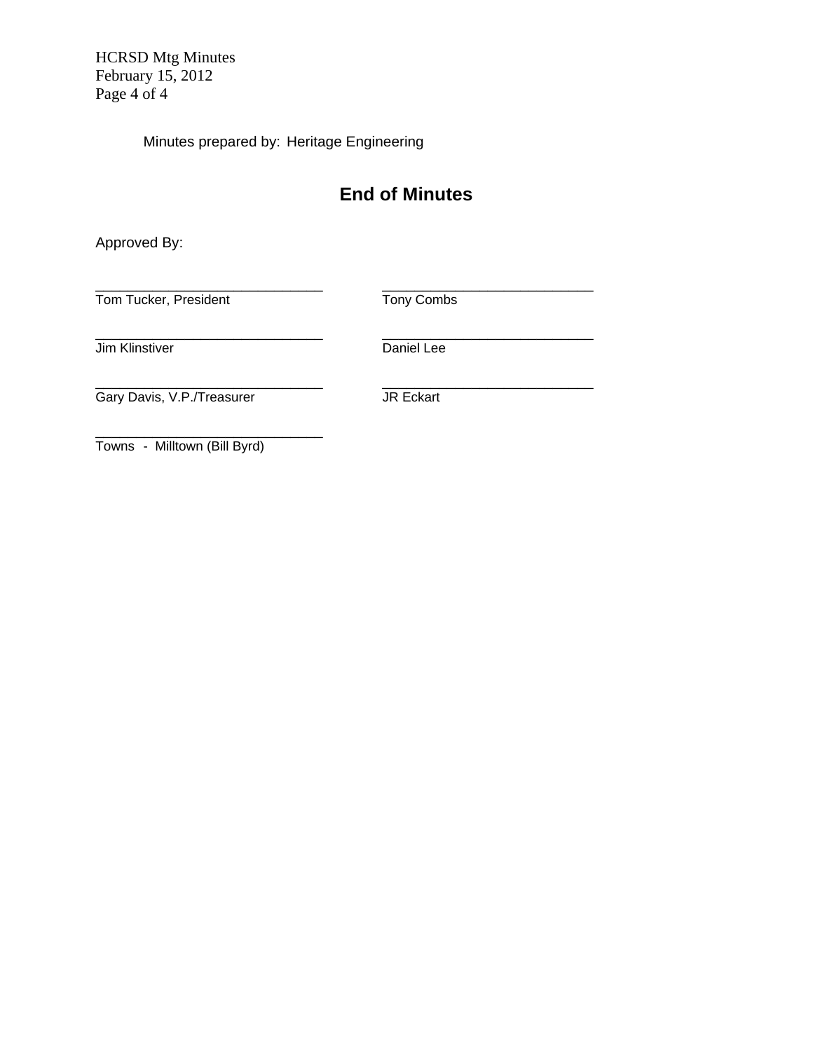Minutes prepared by: Heritage Engineering

## End of Minutes

Approved By:

| | |
|---|---|
| ____________________________ | ____________________________ |
| Tom Tucker, President | Tony Combs |
| ____________________________ | ____________________________ |
| Jim Klinstiver | Daniel Lee |
| ____________________________ | ____________________________ |
| Gary Davis, V.P./Treasurer | JR Eckart |
| ____________________________ | |
| Towns - Milltown (Bill Byrd) | |